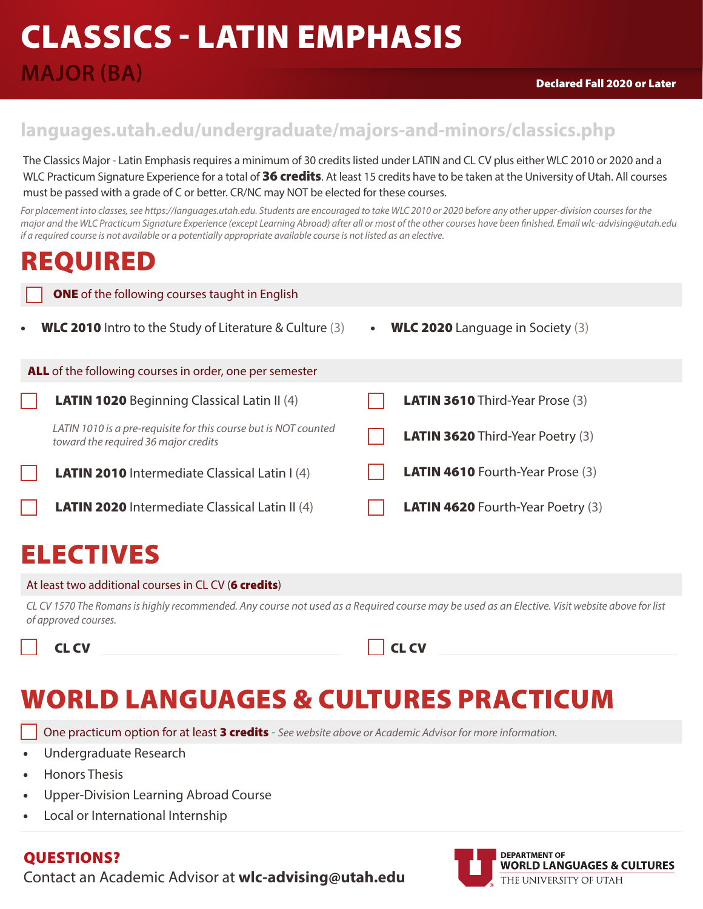# CLASSICS - LATIN EMPHASIS

## MAJOR (BA)

**Declared Fall 2020 or Later**

**languages.utah.edu/undergraduate/majors-and-minors/classics.php**

The Classics Major - Latin Emphasis requires a minimum of 30 credits listed under LATIN and CL CV plus either WLC 2010 or 2020 and a WLC Practicum Signature Experience for a total of **36 credits**. At least 15 credits have to be taken at the University of Utah. All courses must be passed with a grade of C or better. CR/NC may NOT be elected for these courses.

*For placement into classes, see https://languages.utah.edu. Students are encouraged to take WLC 2010 or 2020 before any other upper-division courses for the major and the WLC Practicum Signature Experience (except Learning Abroad) after all or most of the other courses have been finished. Email wlc-advising@utah.edu if a required course is not available or a potentially appropriate available course is not listed as an elective.*

## REQUIRED

☐ **ONE** of the following courses taught in English

- **WLC 2010** Intro to the Study of Literature & Culture (3)
- **WLC 2020** Language in Society (3)

**ALL** of the following courses in order, one per semester

- ☐ **LATIN 1020** Beginning Classical Latin II (4)

  *LATIN 1010 is a pre-requisite for this course but is NOT counted toward the required 36 major credits*
- ☐ **LATIN 2010** Intermediate Classical Latin I (4)
- ☐ **LATIN 2020** Intermediate Classical Latin II (4)
- ☐ **LATIN 3610** Third-Year Prose (3)
- ☐ **LATIN 3620** Third-Year Poetry (3)
- ☐ **LATIN 4610** Fourth-Year Prose (3)
- ☐ **LATIN 4620** Fourth-Year Poetry (3)

## ELECTIVES

At least two additional courses in CL CV (**6 credits**)

*CL CV 1570 The Romans is highly recommended. Any course not used as a Required course may be used as an Elective. Visit website above for list of approved courses.*

☐ **CL CV** ____________________

☐ **CL CV** ____________________

## WORLD LANGUAGES & CULTURES PRACTICUM

☐ One practicum option for at least **3 credits** - *See website above or Academic Advisor for more information.*

- Undergraduate Research
- Honors Thesis
- Upper-Division Learning Abroad Course
- Local or International Internship

**QUESTIONS?**

Contact an Academic Advisor at **wlc-advising@utah.edu**

DEPARTMENT OF WORLD LANGUAGES & CULTURES
THE UNIVERSITY OF UTAH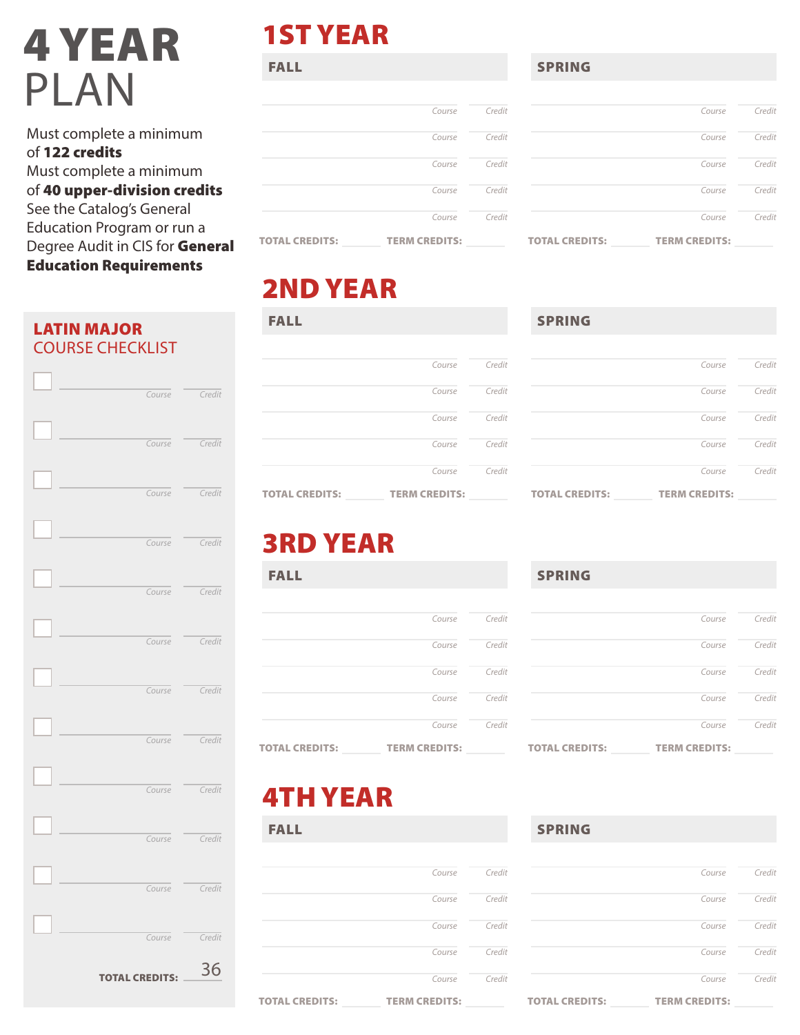# 4 YEAR PLAN

Must complete a minimum of **122 credits**
Must complete a minimum of **40 upper-division credits**
See the Catalog's General Education Program or run a Degree Audit in CIS for **General Education Requirements**

## LATIN MAJOR COURSE CHECKLIST

| | Course | Credit |
|---|---|---|
| ☐ | | |
| ☐ | | |
| ☐ | | |
| ☐ | | |
| ☐ | | |
| ☐ | | |
| ☐ | | |
| ☐ | | |
| ☐ | | |
| ☐ | | |
| ☐ | | |
| ☐ | | |

**TOTAL CREDITS:** 36

## 1ST YEAR

| FALL Course | Credit | SPRING Course | Credit |
|---|---|---|---|
| | | | |
| | | | |
| | | | |
| | | | |
| | | | |

**TOTAL CREDITS:** ______ **TERM CREDITS:** ______ **TOTAL CREDITS:** ______ **TERM CREDITS:** ______

## 2ND YEAR

| FALL Course | Credit | SPRING Course | Credit |
|---|---|---|---|
| | | | |
| | | | |
| | | | |
| | | | |
| | | | |

**TOTAL CREDITS:** ______ **TERM CREDITS:** ______ **TOTAL CREDITS:** ______ **TERM CREDITS:** ______

## 3RD YEAR

| FALL Course | Credit | SPRING Course | Credit |
|---|---|---|---|
| | | | |
| | | | |
| | | | |
| | | | |
| | | | |

**TOTAL CREDITS:** ______ **TERM CREDITS:** ______ **TOTAL CREDITS:** ______ **TERM CREDITS:** ______

## 4TH YEAR

| FALL Course | Credit | SPRING Course | Credit |
|---|---|---|---|
| | | | |
| | | | |
| | | | |
| | | | |
| | | | |

**TOTAL CREDITS:** ______ **TERM CREDITS:** ______ **TOTAL CREDITS:** ______ **TERM CREDITS:** ______